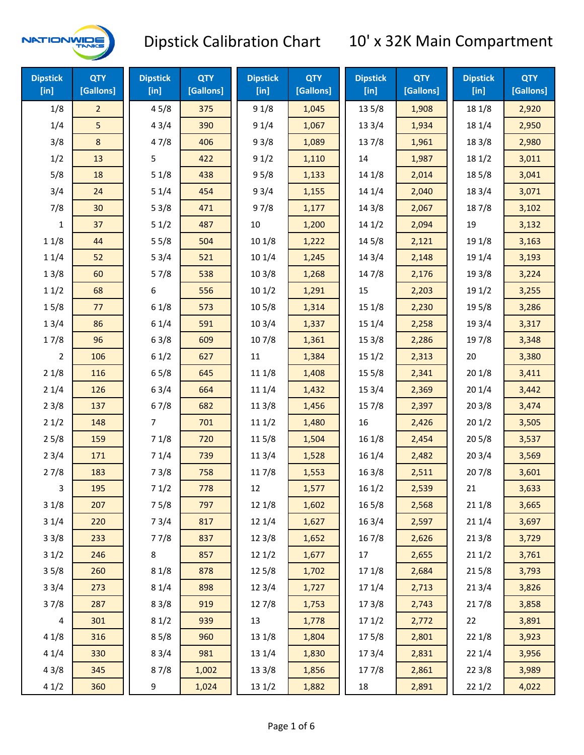# Dipstick Calibration Chart — 10' x 32K Main Compartment

| Dipstick [in] | QTY [Gallons] | Dipstick [in] | QTY [Gallons] | Dipstick [in] | QTY [Gallons] | Dipstick [in] | QTY [Gallons] | Dipstick [in] | QTY [Gallons] |
|---|---|---|---|---|---|---|---|---|---|
| 1/8 | 2 | 4 5/8 | 375 | 9 1/8 | 1,045 | 13 5/8 | 1,908 | 18 1/8 | 2,920 |
| 1/4 | 5 | 4 3/4 | 390 | 9 1/4 | 1,067 | 13 3/4 | 1,934 | 18 1/4 | 2,950 |
| 3/8 | 8 | 4 7/8 | 406 | 9 3/8 | 1,089 | 13 7/8 | 1,961 | 18 3/8 | 2,980 |
| 1/2 | 13 | 5 | 422 | 9 1/2 | 1,110 | 14 | 1,987 | 18 1/2 | 3,011 |
| 5/8 | 18 | 5 1/8 | 438 | 9 5/8 | 1,133 | 14 1/8 | 2,014 | 18 5/8 | 3,041 |
| 3/4 | 24 | 5 1/4 | 454 | 9 3/4 | 1,155 | 14 1/4 | 2,040 | 18 3/4 | 3,071 |
| 7/8 | 30 | 5 3/8 | 471 | 9 7/8 | 1,177 | 14 3/8 | 2,067 | 18 7/8 | 3,102 |
| 1 | 37 | 5 1/2 | 487 | 10 | 1,200 | 14 1/2 | 2,094 | 19 | 3,132 |
| 1 1/8 | 44 | 5 5/8 | 504 | 10 1/8 | 1,222 | 14 5/8 | 2,121 | 19 1/8 | 3,163 |
| 1 1/4 | 52 | 5 3/4 | 521 | 10 1/4 | 1,245 | 14 3/4 | 2,148 | 19 1/4 | 3,193 |
| 1 3/8 | 60 | 5 7/8 | 538 | 10 3/8 | 1,268 | 14 7/8 | 2,176 | 19 3/8 | 3,224 |
| 1 1/2 | 68 | 6 | 556 | 10 1/2 | 1,291 | 15 | 2,203 | 19 1/2 | 3,255 |
| 1 5/8 | 77 | 6 1/8 | 573 | 10 5/8 | 1,314 | 15 1/8 | 2,230 | 19 5/8 | 3,286 |
| 1 3/4 | 86 | 6 1/4 | 591 | 10 3/4 | 1,337 | 15 1/4 | 2,258 | 19 3/4 | 3,317 |
| 1 7/8 | 96 | 6 3/8 | 609 | 10 7/8 | 1,361 | 15 3/8 | 2,286 | 19 7/8 | 3,348 |
| 2 | 106 | 6 1/2 | 627 | 11 | 1,384 | 15 1/2 | 2,313 | 20 | 3,380 |
| 2 1/8 | 116 | 6 5/8 | 645 | 11 1/8 | 1,408 | 15 5/8 | 2,341 | 20 1/8 | 3,411 |
| 2 1/4 | 126 | 6 3/4 | 664 | 11 1/4 | 1,432 | 15 3/4 | 2,369 | 20 1/4 | 3,442 |
| 2 3/8 | 137 | 6 7/8 | 682 | 11 3/8 | 1,456 | 15 7/8 | 2,397 | 20 3/8 | 3,474 |
| 2 1/2 | 148 | 7 | 701 | 11 1/2 | 1,480 | 16 | 2,426 | 20 1/2 | 3,505 |
| 2 5/8 | 159 | 7 1/8 | 720 | 11 5/8 | 1,504 | 16 1/8 | 2,454 | 20 5/8 | 3,537 |
| 2 3/4 | 171 | 7 1/4 | 739 | 11 3/4 | 1,528 | 16 1/4 | 2,482 | 20 3/4 | 3,569 |
| 2 7/8 | 183 | 7 3/8 | 758 | 11 7/8 | 1,553 | 16 3/8 | 2,511 | 20 7/8 | 3,601 |
| 3 | 195 | 7 1/2 | 778 | 12 | 1,577 | 16 1/2 | 2,539 | 21 | 3,633 |
| 3 1/8 | 207 | 7 5/8 | 797 | 12 1/8 | 1,602 | 16 5/8 | 2,568 | 21 1/8 | 3,665 |
| 3 1/4 | 220 | 7 3/4 | 817 | 12 1/4 | 1,627 | 16 3/4 | 2,597 | 21 1/4 | 3,697 |
| 3 3/8 | 233 | 7 7/8 | 837 | 12 3/8 | 1,652 | 16 7/8 | 2,626 | 21 3/8 | 3,729 |
| 3 1/2 | 246 | 8 | 857 | 12 1/2 | 1,677 | 17 | 2,655 | 21 1/2 | 3,761 |
| 3 5/8 | 260 | 8 1/8 | 878 | 12 5/8 | 1,702 | 17 1/8 | 2,684 | 21 5/8 | 3,793 |
| 3 3/4 | 273 | 8 1/4 | 898 | 12 3/4 | 1,727 | 17 1/4 | 2,713 | 21 3/4 | 3,826 |
| 3 7/8 | 287 | 8 3/8 | 919 | 12 7/8 | 1,753 | 17 3/8 | 2,743 | 21 7/8 | 3,858 |
| 4 | 301 | 8 1/2 | 939 | 13 | 1,778 | 17 1/2 | 2,772 | 22 | 3,891 |
| 4 1/8 | 316 | 8 5/8 | 960 | 13 1/8 | 1,804 | 17 5/8 | 2,801 | 22 1/8 | 3,923 |
| 4 1/4 | 330 | 8 3/4 | 981 | 13 1/4 | 1,830 | 17 3/4 | 2,831 | 22 1/4 | 3,956 |
| 4 3/8 | 345 | 8 7/8 | 1,002 | 13 3/8 | 1,856 | 17 7/8 | 2,861 | 22 3/8 | 3,989 |
| 4 1/2 | 360 | 9 | 1,024 | 13 1/2 | 1,882 | 18 | 2,891 | 22 1/2 | 4,022 |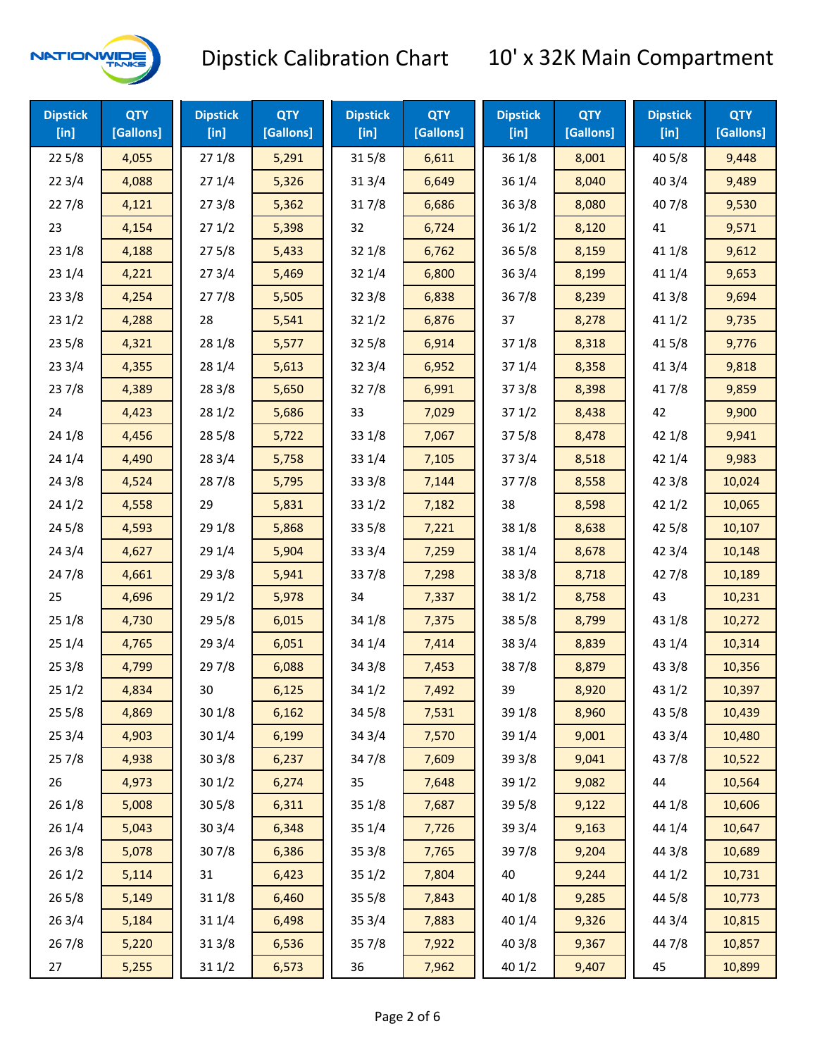# Dipstick Calibration Chart — 10' x 32K Main Compartment

| Dipstick [in] | QTY [Gallons] | Dipstick [in] | QTY [Gallons] | Dipstick [in] | QTY [Gallons] | Dipstick [in] | QTY [Gallons] | Dipstick [in] | QTY [Gallons] |
|---|---|---|---|---|---|---|---|---|---|
| 22 5/8 | 4,055 | 27 1/8 | 5,291 | 31 5/8 | 6,611 | 36 1/8 | 8,001 | 40 5/8 | 9,448 |
| 22 3/4 | 4,088 | 27 1/4 | 5,326 | 31 3/4 | 6,649 | 36 1/4 | 8,040 | 40 3/4 | 9,489 |
| 22 7/8 | 4,121 | 27 3/8 | 5,362 | 31 7/8 | 6,686 | 36 3/8 | 8,080 | 40 7/8 | 9,530 |
| 23 | 4,154 | 27 1/2 | 5,398 | 32 | 6,724 | 36 1/2 | 8,120 | 41 | 9,571 |
| 23 1/8 | 4,188 | 27 5/8 | 5,433 | 32 1/8 | 6,762 | 36 5/8 | 8,159 | 41 1/8 | 9,612 |
| 23 1/4 | 4,221 | 27 3/4 | 5,469 | 32 1/4 | 6,800 | 36 3/4 | 8,199 | 41 1/4 | 9,653 |
| 23 3/8 | 4,254 | 27 7/8 | 5,505 | 32 3/8 | 6,838 | 36 7/8 | 8,239 | 41 3/8 | 9,694 |
| 23 1/2 | 4,288 | 28 | 5,541 | 32 1/2 | 6,876 | 37 | 8,278 | 41 1/2 | 9,735 |
| 23 5/8 | 4,321 | 28 1/8 | 5,577 | 32 5/8 | 6,914 | 37 1/8 | 8,318 | 41 5/8 | 9,776 |
| 23 3/4 | 4,355 | 28 1/4 | 5,613 | 32 3/4 | 6,952 | 37 1/4 | 8,358 | 41 3/4 | 9,818 |
| 23 7/8 | 4,389 | 28 3/8 | 5,650 | 32 7/8 | 6,991 | 37 3/8 | 8,398 | 41 7/8 | 9,859 |
| 24 | 4,423 | 28 1/2 | 5,686 | 33 | 7,029 | 37 1/2 | 8,438 | 42 | 9,900 |
| 24 1/8 | 4,456 | 28 5/8 | 5,722 | 33 1/8 | 7,067 | 37 5/8 | 8,478 | 42 1/8 | 9,941 |
| 24 1/4 | 4,490 | 28 3/4 | 5,758 | 33 1/4 | 7,105 | 37 3/4 | 8,518 | 42 1/4 | 9,983 |
| 24 3/8 | 4,524 | 28 7/8 | 5,795 | 33 3/8 | 7,144 | 37 7/8 | 8,558 | 42 3/8 | 10,024 |
| 24 1/2 | 4,558 | 29 | 5,831 | 33 1/2 | 7,182 | 38 | 8,598 | 42 1/2 | 10,065 |
| 24 5/8 | 4,593 | 29 1/8 | 5,868 | 33 5/8 | 7,221 | 38 1/8 | 8,638 | 42 5/8 | 10,107 |
| 24 3/4 | 4,627 | 29 1/4 | 5,904 | 33 3/4 | 7,259 | 38 1/4 | 8,678 | 42 3/4 | 10,148 |
| 24 7/8 | 4,661 | 29 3/8 | 5,941 | 33 7/8 | 7,298 | 38 3/8 | 8,718 | 42 7/8 | 10,189 |
| 25 | 4,696 | 29 1/2 | 5,978 | 34 | 7,337 | 38 1/2 | 8,758 | 43 | 10,231 |
| 25 1/8 | 4,730 | 29 5/8 | 6,015 | 34 1/8 | 7,375 | 38 5/8 | 8,799 | 43 1/8 | 10,272 |
| 25 1/4 | 4,765 | 29 3/4 | 6,051 | 34 1/4 | 7,414 | 38 3/4 | 8,839 | 43 1/4 | 10,314 |
| 25 3/8 | 4,799 | 29 7/8 | 6,088 | 34 3/8 | 7,453 | 38 7/8 | 8,879 | 43 3/8 | 10,356 |
| 25 1/2 | 4,834 | 30 | 6,125 | 34 1/2 | 7,492 | 39 | 8,920 | 43 1/2 | 10,397 |
| 25 5/8 | 4,869 | 30 1/8 | 6,162 | 34 5/8 | 7,531 | 39 1/8 | 8,960 | 43 5/8 | 10,439 |
| 25 3/4 | 4,903 | 30 1/4 | 6,199 | 34 3/4 | 7,570 | 39 1/4 | 9,001 | 43 3/4 | 10,480 |
| 25 7/8 | 4,938 | 30 3/8 | 6,237 | 34 7/8 | 7,609 | 39 3/8 | 9,041 | 43 7/8 | 10,522 |
| 26 | 4,973 | 30 1/2 | 6,274 | 35 | 7,648 | 39 1/2 | 9,082 | 44 | 10,564 |
| 26 1/8 | 5,008 | 30 5/8 | 6,311 | 35 1/8 | 7,687 | 39 5/8 | 9,122 | 44 1/8 | 10,606 |
| 26 1/4 | 5,043 | 30 3/4 | 6,348 | 35 1/4 | 7,726 | 39 3/4 | 9,163 | 44 1/4 | 10,647 |
| 26 3/8 | 5,078 | 30 7/8 | 6,386 | 35 3/8 | 7,765 | 39 7/8 | 9,204 | 44 3/8 | 10,689 |
| 26 1/2 | 5,114 | 31 | 6,423 | 35 1/2 | 7,804 | 40 | 9,244 | 44 1/2 | 10,731 |
| 26 5/8 | 5,149 | 31 1/8 | 6,460 | 35 5/8 | 7,843 | 40 1/8 | 9,285 | 44 5/8 | 10,773 |
| 26 3/4 | 5,184 | 31 1/4 | 6,498 | 35 3/4 | 7,883 | 40 1/4 | 9,326 | 44 3/4 | 10,815 |
| 26 7/8 | 5,220 | 31 3/8 | 6,536 | 35 7/8 | 7,922 | 40 3/8 | 9,367 | 44 7/8 | 10,857 |
| 27 | 5,255 | 31 1/2 | 6,573 | 36 | 7,962 | 40 1/2 | 9,407 | 45 | 10,899 |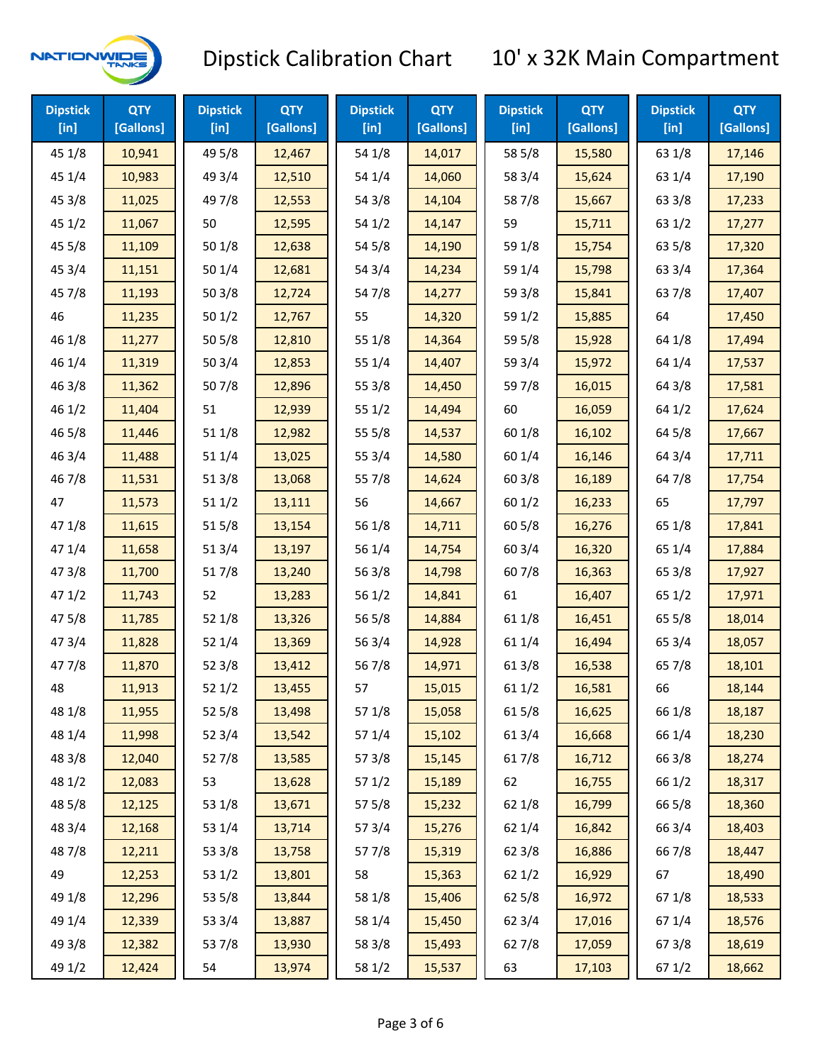# Dipstick Calibration Chart 10' x 32K Main Compartment

| Dipstick [in] | QTY [Gallons] | Dipstick [in] | QTY [Gallons] | Dipstick [in] | QTY [Gallons] | Dipstick [in] | QTY [Gallons] | Dipstick [in] | QTY [Gallons] |
|---|---|---|---|---|---|---|---|---|---|
| 45 1/8 | 10,941 | 49 5/8 | 12,467 | 54 1/8 | 14,017 | 58 5/8 | 15,580 | 63 1/8 | 17,146 |
| 45 1/4 | 10,983 | 49 3/4 | 12,510 | 54 1/4 | 14,060 | 58 3/4 | 15,624 | 63 1/4 | 17,190 |
| 45 3/8 | 11,025 | 49 7/8 | 12,553 | 54 3/8 | 14,104 | 58 7/8 | 15,667 | 63 3/8 | 17,233 |
| 45 1/2 | 11,067 | 50 | 12,595 | 54 1/2 | 14,147 | 59 | 15,711 | 63 1/2 | 17,277 |
| 45 5/8 | 11,109 | 50 1/8 | 12,638 | 54 5/8 | 14,190 | 59 1/8 | 15,754 | 63 5/8 | 17,320 |
| 45 3/4 | 11,151 | 50 1/4 | 12,681 | 54 3/4 | 14,234 | 59 1/4 | 15,798 | 63 3/4 | 17,364 |
| 45 7/8 | 11,193 | 50 3/8 | 12,724 | 54 7/8 | 14,277 | 59 3/8 | 15,841 | 63 7/8 | 17,407 |
| 46 | 11,235 | 50 1/2 | 12,767 | 55 | 14,320 | 59 1/2 | 15,885 | 64 | 17,450 |
| 46 1/8 | 11,277 | 50 5/8 | 12,810 | 55 1/8 | 14,364 | 59 5/8 | 15,928 | 64 1/8 | 17,494 |
| 46 1/4 | 11,319 | 50 3/4 | 12,853 | 55 1/4 | 14,407 | 59 3/4 | 15,972 | 64 1/4 | 17,537 |
| 46 3/8 | 11,362 | 50 7/8 | 12,896 | 55 3/8 | 14,450 | 59 7/8 | 16,015 | 64 3/8 | 17,581 |
| 46 1/2 | 11,404 | 51 | 12,939 | 55 1/2 | 14,494 | 60 | 16,059 | 64 1/2 | 17,624 |
| 46 5/8 | 11,446 | 51 1/8 | 12,982 | 55 5/8 | 14,537 | 60 1/8 | 16,102 | 64 5/8 | 17,667 |
| 46 3/4 | 11,488 | 51 1/4 | 13,025 | 55 3/4 | 14,580 | 60 1/4 | 16,146 | 64 3/4 | 17,711 |
| 46 7/8 | 11,531 | 51 3/8 | 13,068 | 55 7/8 | 14,624 | 60 3/8 | 16,189 | 64 7/8 | 17,754 |
| 47 | 11,573 | 51 1/2 | 13,111 | 56 | 14,667 | 60 1/2 | 16,233 | 65 | 17,797 |
| 47 1/8 | 11,615 | 51 5/8 | 13,154 | 56 1/8 | 14,711 | 60 5/8 | 16,276 | 65 1/8 | 17,841 |
| 47 1/4 | 11,658 | 51 3/4 | 13,197 | 56 1/4 | 14,754 | 60 3/4 | 16,320 | 65 1/4 | 17,884 |
| 47 3/8 | 11,700 | 51 7/8 | 13,240 | 56 3/8 | 14,798 | 60 7/8 | 16,363 | 65 3/8 | 17,927 |
| 47 1/2 | 11,743 | 52 | 13,283 | 56 1/2 | 14,841 | 61 | 16,407 | 65 1/2 | 17,971 |
| 47 5/8 | 11,785 | 52 1/8 | 13,326 | 56 5/8 | 14,884 | 61 1/8 | 16,451 | 65 5/8 | 18,014 |
| 47 3/4 | 11,828 | 52 1/4 | 13,369 | 56 3/4 | 14,928 | 61 1/4 | 16,494 | 65 3/4 | 18,057 |
| 47 7/8 | 11,870 | 52 3/8 | 13,412 | 56 7/8 | 14,971 | 61 3/8 | 16,538 | 65 7/8 | 18,101 |
| 48 | 11,913 | 52 1/2 | 13,455 | 57 | 15,015 | 61 1/2 | 16,581 | 66 | 18,144 |
| 48 1/8 | 11,955 | 52 5/8 | 13,498 | 57 1/8 | 15,058 | 61 5/8 | 16,625 | 66 1/8 | 18,187 |
| 48 1/4 | 11,998 | 52 3/4 | 13,542 | 57 1/4 | 15,102 | 61 3/4 | 16,668 | 66 1/4 | 18,230 |
| 48 3/8 | 12,040 | 52 7/8 | 13,585 | 57 3/8 | 15,145 | 61 7/8 | 16,712 | 66 3/8 | 18,274 |
| 48 1/2 | 12,083 | 53 | 13,628 | 57 1/2 | 15,189 | 62 | 16,755 | 66 1/2 | 18,317 |
| 48 5/8 | 12,125 | 53 1/8 | 13,671 | 57 5/8 | 15,232 | 62 1/8 | 16,799 | 66 5/8 | 18,360 |
| 48 3/4 | 12,168 | 53 1/4 | 13,714 | 57 3/4 | 15,276 | 62 1/4 | 16,842 | 66 3/4 | 18,403 |
| 48 7/8 | 12,211 | 53 3/8 | 13,758 | 57 7/8 | 15,319 | 62 3/8 | 16,886 | 66 7/8 | 18,447 |
| 49 | 12,253 | 53 1/2 | 13,801 | 58 | 15,363 | 62 1/2 | 16,929 | 67 | 18,490 |
| 49 1/8 | 12,296 | 53 5/8 | 13,844 | 58 1/8 | 15,406 | 62 5/8 | 16,972 | 67 1/8 | 18,533 |
| 49 1/4 | 12,339 | 53 3/4 | 13,887 | 58 1/4 | 15,450 | 62 3/4 | 17,016 | 67 1/4 | 18,576 |
| 49 3/8 | 12,382 | 53 7/8 | 13,930 | 58 3/8 | 15,493 | 62 7/8 | 17,059 | 67 3/8 | 18,619 |
| 49 1/2 | 12,424 | 54 | 13,974 | 58 1/2 | 15,537 | 63 | 17,103 | 67 1/2 | 18,662 |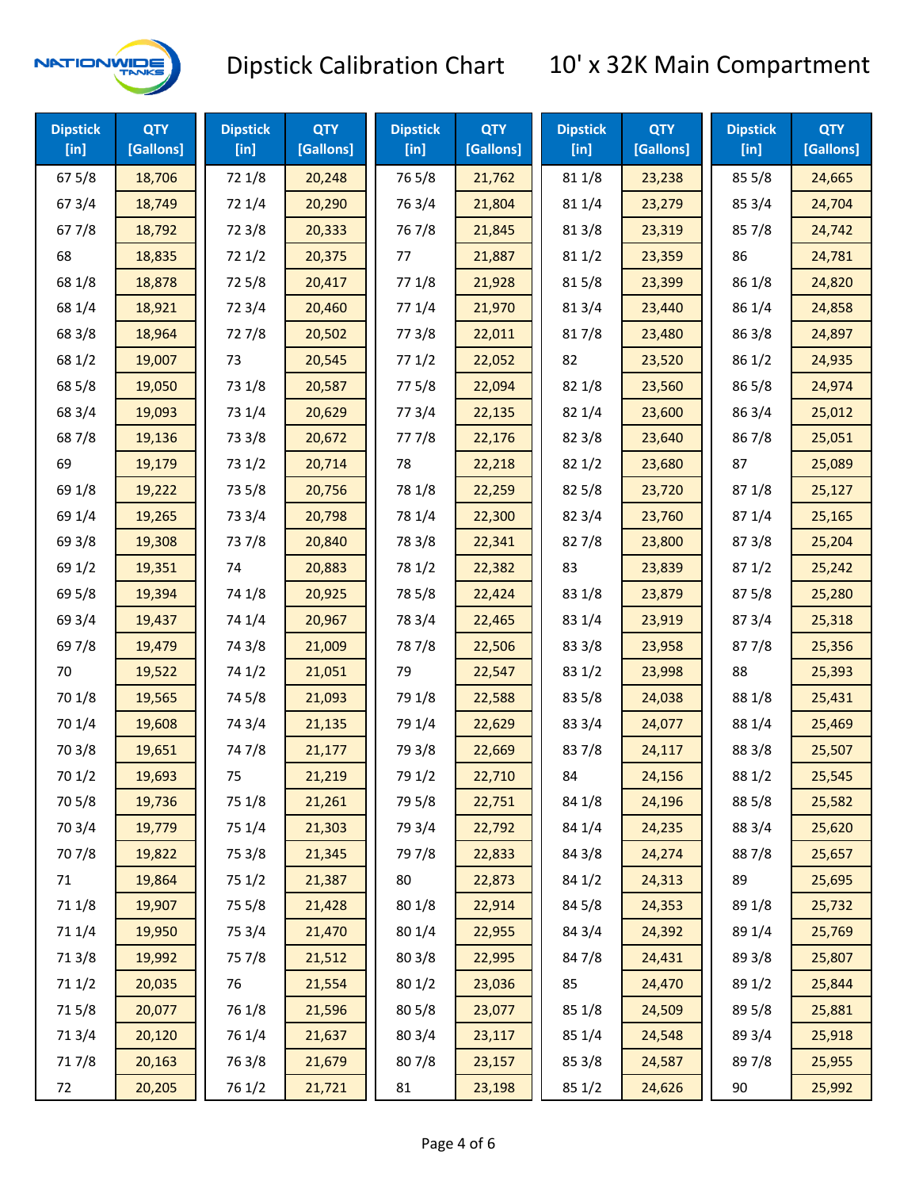# Dipstick Calibration Chart — 10' x 32K Main Compartment

NATIONWIDE TANKS

| Dipstick [in] | QTY [Gallons] | Dipstick [in] | QTY [Gallons] | Dipstick [in] | QTY [Gallons] | Dipstick [in] | QTY [Gallons] | Dipstick [in] | QTY [Gallons] |
|---|---|---|---|---|---|---|---|---|---|
| 67 5/8 | 18,706 | 72 1/8 | 20,248 | 76 5/8 | 21,762 | 81 1/8 | 23,238 | 85 5/8 | 24,665 |
| 67 3/4 | 18,749 | 72 1/4 | 20,290 | 76 3/4 | 21,804 | 81 1/4 | 23,279 | 85 3/4 | 24,704 |
| 67 7/8 | 18,792 | 72 3/8 | 20,333 | 76 7/8 | 21,845 | 81 3/8 | 23,319 | 85 7/8 | 24,742 |
| 68 | 18,835 | 72 1/2 | 20,375 | 77 | 21,887 | 81 1/2 | 23,359 | 86 | 24,781 |
| 68 1/8 | 18,878 | 72 5/8 | 20,417 | 77 1/8 | 21,928 | 81 5/8 | 23,399 | 86 1/8 | 24,820 |
| 68 1/4 | 18,921 | 72 3/4 | 20,460 | 77 1/4 | 21,970 | 81 3/4 | 23,440 | 86 1/4 | 24,858 |
| 68 3/8 | 18,964 | 72 7/8 | 20,502 | 77 3/8 | 22,011 | 81 7/8 | 23,480 | 86 3/8 | 24,897 |
| 68 1/2 | 19,007 | 73 | 20,545 | 77 1/2 | 22,052 | 82 | 23,520 | 86 1/2 | 24,935 |
| 68 5/8 | 19,050 | 73 1/8 | 20,587 | 77 5/8 | 22,094 | 82 1/8 | 23,560 | 86 5/8 | 24,974 |
| 68 3/4 | 19,093 | 73 1/4 | 20,629 | 77 3/4 | 22,135 | 82 1/4 | 23,600 | 86 3/4 | 25,012 |
| 68 7/8 | 19,136 | 73 3/8 | 20,672 | 77 7/8 | 22,176 | 82 3/8 | 23,640 | 86 7/8 | 25,051 |
| 69 | 19,179 | 73 1/2 | 20,714 | 78 | 22,218 | 82 1/2 | 23,680 | 87 | 25,089 |
| 69 1/8 | 19,222 | 73 5/8 | 20,756 | 78 1/8 | 22,259 | 82 5/8 | 23,720 | 87 1/8 | 25,127 |
| 69 1/4 | 19,265 | 73 3/4 | 20,798 | 78 1/4 | 22,300 | 82 3/4 | 23,760 | 87 1/4 | 25,165 |
| 69 3/8 | 19,308 | 73 7/8 | 20,840 | 78 3/8 | 22,341 | 82 7/8 | 23,800 | 87 3/8 | 25,204 |
| 69 1/2 | 19,351 | 74 | 20,883 | 78 1/2 | 22,382 | 83 | 23,839 | 87 1/2 | 25,242 |
| 69 5/8 | 19,394 | 74 1/8 | 20,925 | 78 5/8 | 22,424 | 83 1/8 | 23,879 | 87 5/8 | 25,280 |
| 69 3/4 | 19,437 | 74 1/4 | 20,967 | 78 3/4 | 22,465 | 83 1/4 | 23,919 | 87 3/4 | 25,318 |
| 69 7/8 | 19,479 | 74 3/8 | 21,009 | 78 7/8 | 22,506 | 83 3/8 | 23,958 | 87 7/8 | 25,356 |
| 70 | 19,522 | 74 1/2 | 21,051 | 79 | 22,547 | 83 1/2 | 23,998 | 88 | 25,393 |
| 70 1/8 | 19,565 | 74 5/8 | 21,093 | 79 1/8 | 22,588 | 83 5/8 | 24,038 | 88 1/8 | 25,431 |
| 70 1/4 | 19,608 | 74 3/4 | 21,135 | 79 1/4 | 22,629 | 83 3/4 | 24,077 | 88 1/4 | 25,469 |
| 70 3/8 | 19,651 | 74 7/8 | 21,177 | 79 3/8 | 22,669 | 83 7/8 | 24,117 | 88 3/8 | 25,507 |
| 70 1/2 | 19,693 | 75 | 21,219 | 79 1/2 | 22,710 | 84 | 24,156 | 88 1/2 | 25,545 |
| 70 5/8 | 19,736 | 75 1/8 | 21,261 | 79 5/8 | 22,751 | 84 1/8 | 24,196 | 88 5/8 | 25,582 |
| 70 3/4 | 19,779 | 75 1/4 | 21,303 | 79 3/4 | 22,792 | 84 1/4 | 24,235 | 88 3/4 | 25,620 |
| 70 7/8 | 19,822 | 75 3/8 | 21,345 | 79 7/8 | 22,833 | 84 3/8 | 24,274 | 88 7/8 | 25,657 |
| 71 | 19,864 | 75 1/2 | 21,387 | 80 | 22,873 | 84 1/2 | 24,313 | 89 | 25,695 |
| 71 1/8 | 19,907 | 75 5/8 | 21,428 | 80 1/8 | 22,914 | 84 5/8 | 24,353 | 89 1/8 | 25,732 |
| 71 1/4 | 19,950 | 75 3/4 | 21,470 | 80 1/4 | 22,955 | 84 3/4 | 24,392 | 89 1/4 | 25,769 |
| 71 3/8 | 19,992 | 75 7/8 | 21,512 | 80 3/8 | 22,995 | 84 7/8 | 24,431 | 89 3/8 | 25,807 |
| 71 1/2 | 20,035 | 76 | 21,554 | 80 1/2 | 23,036 | 85 | 24,470 | 89 1/2 | 25,844 |
| 71 5/8 | 20,077 | 76 1/8 | 21,596 | 80 5/8 | 23,077 | 85 1/8 | 24,509 | 89 5/8 | 25,881 |
| 71 3/4 | 20,120 | 76 1/4 | 21,637 | 80 3/4 | 23,117 | 85 1/4 | 24,548 | 89 3/4 | 25,918 |
| 71 7/8 | 20,163 | 76 3/8 | 21,679 | 80 7/8 | 23,157 | 85 3/8 | 24,587 | 89 7/8 | 25,955 |
| 72 | 20,205 | 76 1/2 | 21,721 | 81 | 23,198 | 85 1/2 | 24,626 | 90 | 25,992 |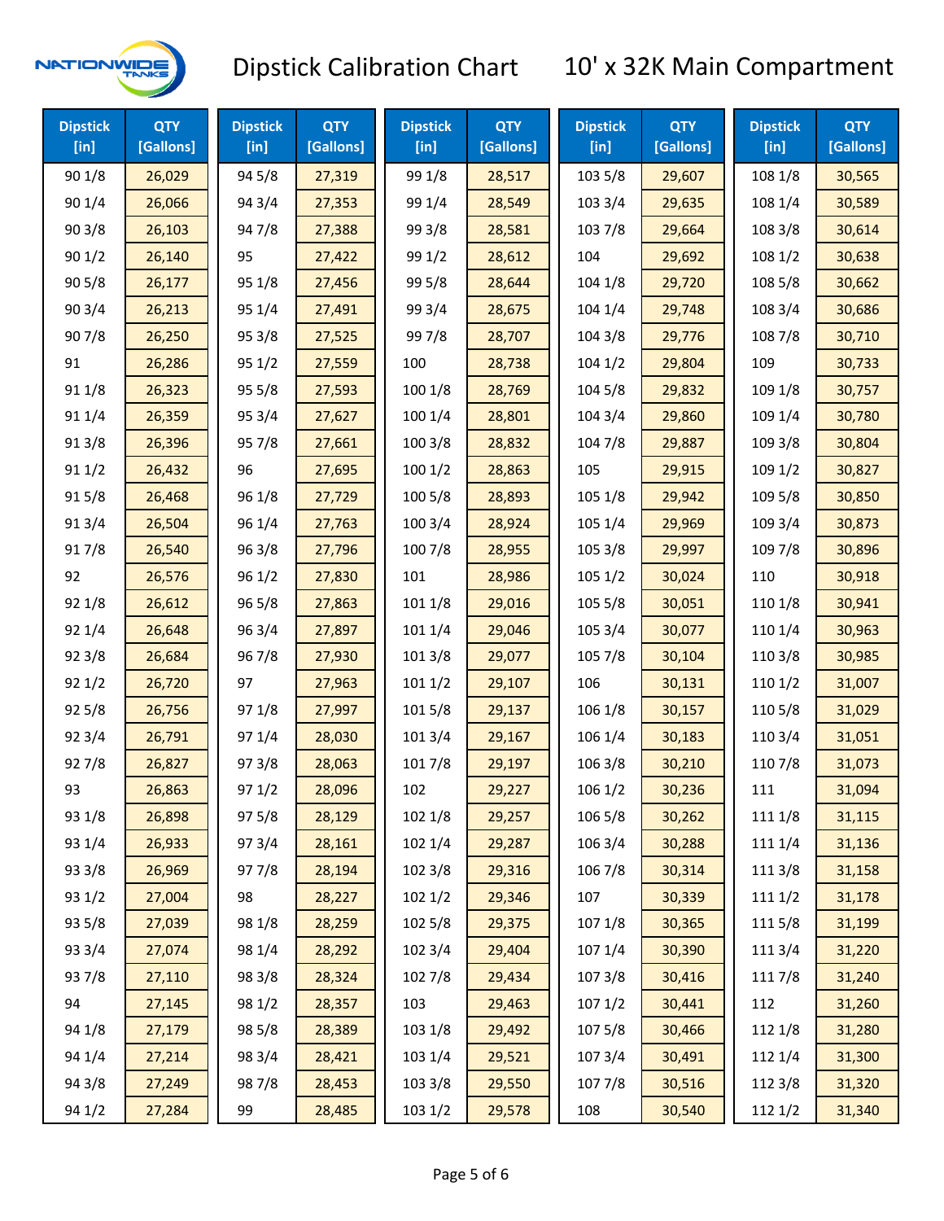# Dipstick Calibration Chart

## 10' x 32K Main Compartment

| Dipstick [in] | QTY [Gallons] | Dipstick [in] | QTY [Gallons] | Dipstick [in] | QTY [Gallons] | Dipstick [in] | QTY [Gallons] | Dipstick [in] | QTY [Gallons] |
|---|---|---|---|---|---|---|---|---|---|
| 90 1/8 | 26,029 | 94 5/8 | 27,319 | 99 1/8 | 28,517 | 103 5/8 | 29,607 | 108 1/8 | 30,565 |
| 90 1/4 | 26,066 | 94 3/4 | 27,353 | 99 1/4 | 28,549 | 103 3/4 | 29,635 | 108 1/4 | 30,589 |
| 90 3/8 | 26,103 | 94 7/8 | 27,388 | 99 3/8 | 28,581 | 103 7/8 | 29,664 | 108 3/8 | 30,614 |
| 90 1/2 | 26,140 | 95 | 27,422 | 99 1/2 | 28,612 | 104 | 29,692 | 108 1/2 | 30,638 |
| 90 5/8 | 26,177 | 95 1/8 | 27,456 | 99 5/8 | 28,644 | 104 1/8 | 29,720 | 108 5/8 | 30,662 |
| 90 3/4 | 26,213 | 95 1/4 | 27,491 | 99 3/4 | 28,675 | 104 1/4 | 29,748 | 108 3/4 | 30,686 |
| 90 7/8 | 26,250 | 95 3/8 | 27,525 | 99 7/8 | 28,707 | 104 3/8 | 29,776 | 108 7/8 | 30,710 |
| 91 | 26,286 | 95 1/2 | 27,559 | 100 | 28,738 | 104 1/2 | 29,804 | 109 | 30,733 |
| 91 1/8 | 26,323 | 95 5/8 | 27,593 | 100 1/8 | 28,769 | 104 5/8 | 29,832 | 109 1/8 | 30,757 |
| 91 1/4 | 26,359 | 95 3/4 | 27,627 | 100 1/4 | 28,801 | 104 3/4 | 29,860 | 109 1/4 | 30,780 |
| 91 3/8 | 26,396 | 95 7/8 | 27,661 | 100 3/8 | 28,832 | 104 7/8 | 29,887 | 109 3/8 | 30,804 |
| 91 1/2 | 26,432 | 96 | 27,695 | 100 1/2 | 28,863 | 105 | 29,915 | 109 1/2 | 30,827 |
| 91 5/8 | 26,468 | 96 1/8 | 27,729 | 100 5/8 | 28,893 | 105 1/8 | 29,942 | 109 5/8 | 30,850 |
| 91 3/4 | 26,504 | 96 1/4 | 27,763 | 100 3/4 | 28,924 | 105 1/4 | 29,969 | 109 3/4 | 30,873 |
| 91 7/8 | 26,540 | 96 3/8 | 27,796 | 100 7/8 | 28,955 | 105 3/8 | 29,997 | 109 7/8 | 30,896 |
| 92 | 26,576 | 96 1/2 | 27,830 | 101 | 28,986 | 105 1/2 | 30,024 | 110 | 30,918 |
| 92 1/8 | 26,612 | 96 5/8 | 27,863 | 101 1/8 | 29,016 | 105 5/8 | 30,051 | 110 1/8 | 30,941 |
| 92 1/4 | 26,648 | 96 3/4 | 27,897 | 101 1/4 | 29,046 | 105 3/4 | 30,077 | 110 1/4 | 30,963 |
| 92 3/8 | 26,684 | 96 7/8 | 27,930 | 101 3/8 | 29,077 | 105 7/8 | 30,104 | 110 3/8 | 30,985 |
| 92 1/2 | 26,720 | 97 | 27,963 | 101 1/2 | 29,107 | 106 | 30,131 | 110 1/2 | 31,007 |
| 92 5/8 | 26,756 | 97 1/8 | 27,997 | 101 5/8 | 29,137 | 106 1/8 | 30,157 | 110 5/8 | 31,029 |
| 92 3/4 | 26,791 | 97 1/4 | 28,030 | 101 3/4 | 29,167 | 106 1/4 | 30,183 | 110 3/4 | 31,051 |
| 92 7/8 | 26,827 | 97 3/8 | 28,063 | 101 7/8 | 29,197 | 106 3/8 | 30,210 | 110 7/8 | 31,073 |
| 93 | 26,863 | 97 1/2 | 28,096 | 102 | 29,227 | 106 1/2 | 30,236 | 111 | 31,094 |
| 93 1/8 | 26,898 | 97 5/8 | 28,129 | 102 1/8 | 29,257 | 106 5/8 | 30,262 | 111 1/8 | 31,115 |
| 93 1/4 | 26,933 | 97 3/4 | 28,161 | 102 1/4 | 29,287 | 106 3/4 | 30,288 | 111 1/4 | 31,136 |
| 93 3/8 | 26,969 | 97 7/8 | 28,194 | 102 3/8 | 29,316 | 106 7/8 | 30,314 | 111 3/8 | 31,158 |
| 93 1/2 | 27,004 | 98 | 28,227 | 102 1/2 | 29,346 | 107 | 30,339 | 111 1/2 | 31,178 |
| 93 5/8 | 27,039 | 98 1/8 | 28,259 | 102 5/8 | 29,375 | 107 1/8 | 30,365 | 111 5/8 | 31,199 |
| 93 3/4 | 27,074 | 98 1/4 | 28,292 | 102 3/4 | 29,404 | 107 1/4 | 30,390 | 111 3/4 | 31,220 |
| 93 7/8 | 27,110 | 98 3/8 | 28,324 | 102 7/8 | 29,434 | 107 3/8 | 30,416 | 111 7/8 | 31,240 |
| 94 | 27,145 | 98 1/2 | 28,357 | 103 | 29,463 | 107 1/2 | 30,441 | 112 | 31,260 |
| 94 1/8 | 27,179 | 98 5/8 | 28,389 | 103 1/8 | 29,492 | 107 5/8 | 30,466 | 112 1/8 | 31,280 |
| 94 1/4 | 27,214 | 98 3/4 | 28,421 | 103 1/4 | 29,521 | 107 3/4 | 30,491 | 112 1/4 | 31,300 |
| 94 3/8 | 27,249 | 98 7/8 | 28,453 | 103 3/8 | 29,550 | 107 7/8 | 30,516 | 112 3/8 | 31,320 |
| 94 1/2 | 27,284 | 99 | 28,485 | 103 1/2 | 29,578 | 108 | 30,540 | 112 1/2 | 31,340 |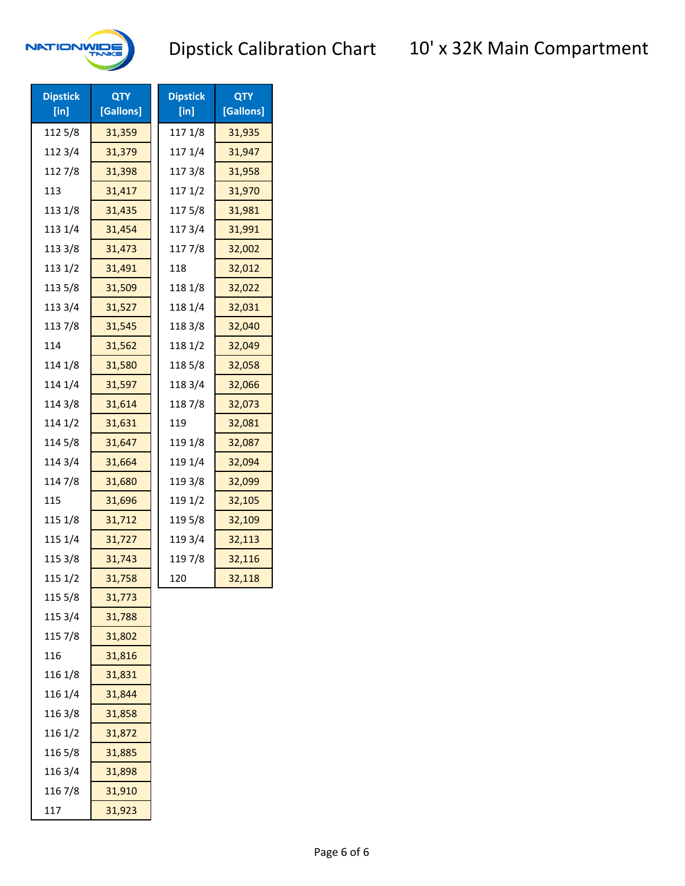# Dipstick Calibration Chart

## 10' x 32K Main Compartment

| Dipstick [in] | QTY [Gallons] |
|---|---|
| 112 5/8 | 31,359 |
| 112 3/4 | 31,379 |
| 112 7/8 | 31,398 |
| 113 | 31,417 |
| 113 1/8 | 31,435 |
| 113 1/4 | 31,454 |
| 113 3/8 | 31,473 |
| 113 1/2 | 31,491 |
| 113 5/8 | 31,509 |
| 113 3/4 | 31,527 |
| 113 7/8 | 31,545 |
| 114 | 31,562 |
| 114 1/8 | 31,580 |
| 114 1/4 | 31,597 |
| 114 3/8 | 31,614 |
| 114 1/2 | 31,631 |
| 114 5/8 | 31,647 |
| 114 3/4 | 31,664 |
| 114 7/8 | 31,680 |
| 115 | 31,696 |
| 115 1/8 | 31,712 |
| 115 1/4 | 31,727 |
| 115 3/8 | 31,743 |
| 115 1/2 | 31,758 |
| 115 5/8 | 31,773 |
| 115 3/4 | 31,788 |
| 115 7/8 | 31,802 |
| 116 | 31,816 |
| 116 1/8 | 31,831 |
| 116 1/4 | 31,844 |
| 116 3/8 | 31,858 |
| 116 1/2 | 31,872 |
| 116 5/8 | 31,885 |
| 116 3/4 | 31,898 |
| 116 7/8 | 31,910 |
| 117 | 31,923 |
| 117 1/8 | 31,935 |
| 117 1/4 | 31,947 |
| 117 3/8 | 31,958 |
| 117 1/2 | 31,970 |
| 117 5/8 | 31,981 |
| 117 3/4 | 31,991 |
| 117 7/8 | 32,002 |
| 118 | 32,012 |
| 118 1/8 | 32,022 |
| 118 1/4 | 32,031 |
| 118 3/8 | 32,040 |
| 118 1/2 | 32,049 |
| 118 5/8 | 32,058 |
| 118 3/4 | 32,066 |
| 118 7/8 | 32,073 |
| 119 | 32,081 |
| 119 1/8 | 32,087 |
| 119 1/4 | 32,094 |
| 119 3/8 | 32,099 |
| 119 1/2 | 32,105 |
| 119 5/8 | 32,109 |
| 119 3/4 | 32,113 |
| 119 7/8 | 32,116 |
| 120 | 32,118 |